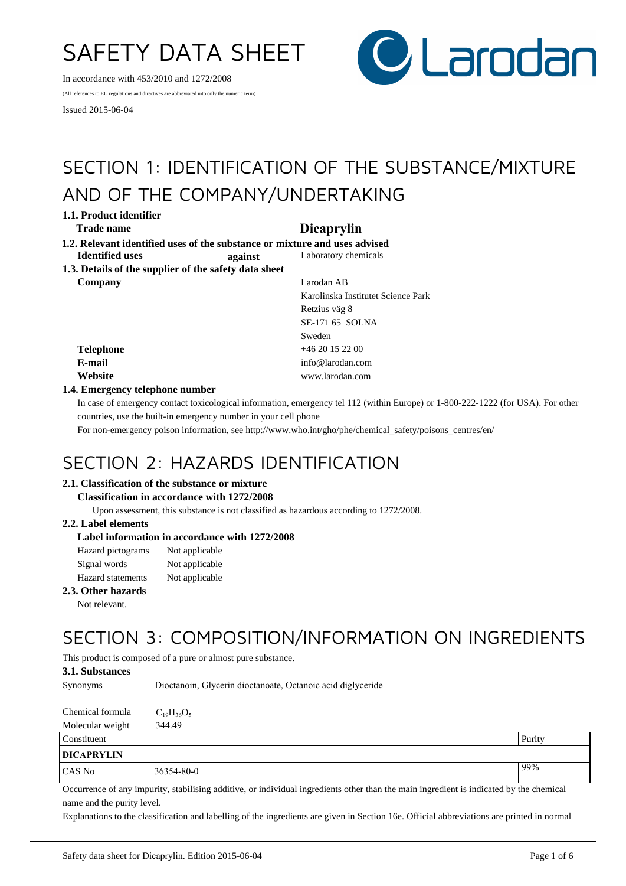# SAFETY DATA SHEET

In accordance with 453/2010 and 1272/2008

(All references to EU regulations and directives are abbreviated into only the numeric term)

Issued 2015-06-04

## SECTION 1: IDENTIFICATION OF THE SUBSTANCE/MIXTURE AND OF THE COMPANY/UNDERTAKING

### 1.1. Product identifier

**Trade name** **Dicaprylin**

### 1.2. Relevant identified uses of the substance or mixture and uses advised against

**Identified uses** Laboratory chemicals

### 1.3. Details of the supplier of the safety data sheet

**Company**
Larodan AB
Karolinska Institutet Science Park
Retzius väg 8
SE-171 65 SOLNA
Sweden

**Telephone** +46 20 15 22 00
**E-mail** info@larodan.com
**Website** www.larodan.com

### 1.4. Emergency telephone number

In case of emergency contact toxicological information, emergency tel 112 (within Europe) or 1-800-222-1222 (for USA). For other countries, use the built-in emergency number in your cell phone

For non-emergency poison information, see http://www.who.int/gho/phe/chemical_safety/poisons_centres/en/

## SECTION 2: HAZARDS IDENTIFICATION

### 2.1. Classification of the substance or mixture

**Classification in accordance with 1272/2008**

Upon assessment, this substance is not classified as hazardous according to 1272/2008.

### 2.2. Label elements

**Label information in accordance with 1272/2008**

Hazard pictograms Not applicable
Signal words Not applicable
Hazard statements Not applicable

### 2.3. Other hazards

Not relevant.

## SECTION 3: COMPOSITION/INFORMATION ON INGREDIENTS

This product is composed of a pure or almost pure substance.

### 3.1. Substances

Synonyms Dioctanoin, Glycerin dioctanoate, Octanoic acid diglyceride

Chemical formula $C_{19}H_{36}O_5$
Molecular weight 344.49

| Constituent | | Purity |
|---|---|---|
| **DICAPRYLIN** | | |
| CAS No | 36354-80-0 | 99% |

Occurrence of any impurity, stabilising additive, or individual ingredients other than the main ingredient is indicated by the chemical name and the purity level.

Explanations to the classification and labelling of the ingredients are given in Section 16e. Official abbreviations are printed in normal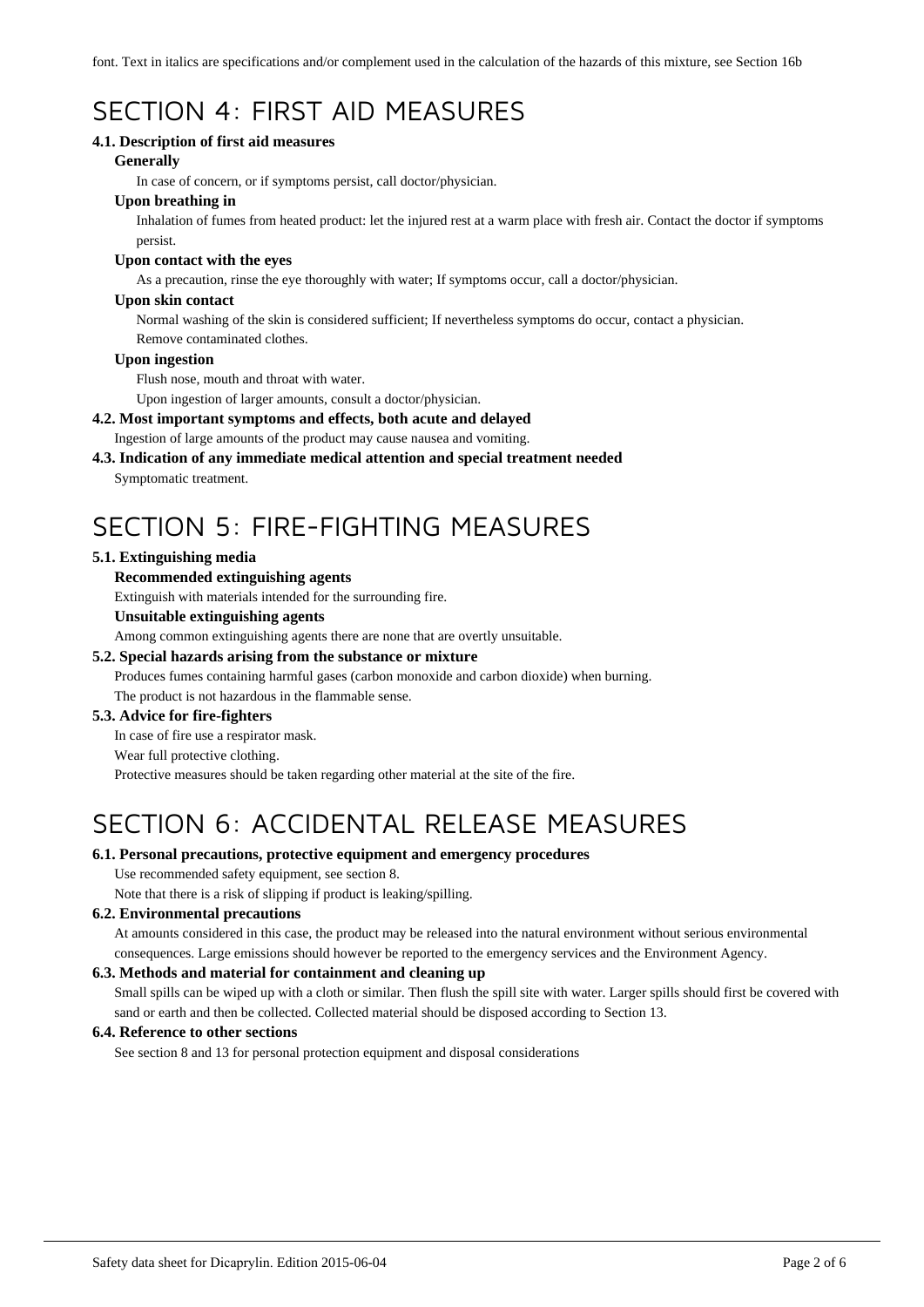font. Text in italics are specifications and/or complement used in the calculation of the hazards of this mixture, see Section 16b

# SECTION 4: FIRST AID MEASURES

### 4.1. Description of first aid measures

**Generally**

In case of concern, or if symptoms persist, call doctor/physician.

**Upon breathing in**

Inhalation of fumes from heated product: let the injured rest at a warm place with fresh air. Contact the doctor if symptoms persist.

**Upon contact with the eyes**

As a precaution, rinse the eye thoroughly with water; If symptoms occur, call a doctor/physician.

**Upon skin contact**

Normal washing of the skin is considered sufficient; If nevertheless symptoms do occur, contact a physician.
Remove contaminated clothes.

**Upon ingestion**

Flush nose, mouth and throat with water.
Upon ingestion of larger amounts, consult a doctor/physician.

### 4.2. Most important symptoms and effects, both acute and delayed

Ingestion of large amounts of the product may cause nausea and vomiting.

### 4.3. Indication of any immediate medical attention and special treatment needed

Symptomatic treatment.

# SECTION 5: FIRE-FIGHTING MEASURES

### 5.1. Extinguishing media

**Recommended extinguishing agents**

Extinguish with materials intended for the surrounding fire.

**Unsuitable extinguishing agents**

Among common extinguishing agents there are none that are overtly unsuitable.

### 5.2. Special hazards arising from the substance or mixture

Produces fumes containing harmful gases (carbon monoxide and carbon dioxide) when burning.
The product is not hazardous in the flammable sense.

### 5.3. Advice for fire-fighters

In case of fire use a respirator mask.
Wear full protective clothing.
Protective measures should be taken regarding other material at the site of the fire.

# SECTION 6: ACCIDENTAL RELEASE MEASURES

### 6.1. Personal precautions, protective equipment and emergency procedures

Use recommended safety equipment, see section 8.
Note that there is a risk of slipping if product is leaking/spilling.

### 6.2. Environmental precautions

At amounts considered in this case, the product may be released into the natural environment without serious environmental consequences. Large emissions should however be reported to the emergency services and the Environment Agency.

### 6.3. Methods and material for containment and cleaning up

Small spills can be wiped up with a cloth or similar. Then flush the spill site with water. Larger spills should first be covered with sand or earth and then be collected. Collected material should be disposed according to Section 13.

### 6.4. Reference to other sections

See section 8 and 13 for personal protection equipment and disposal considerations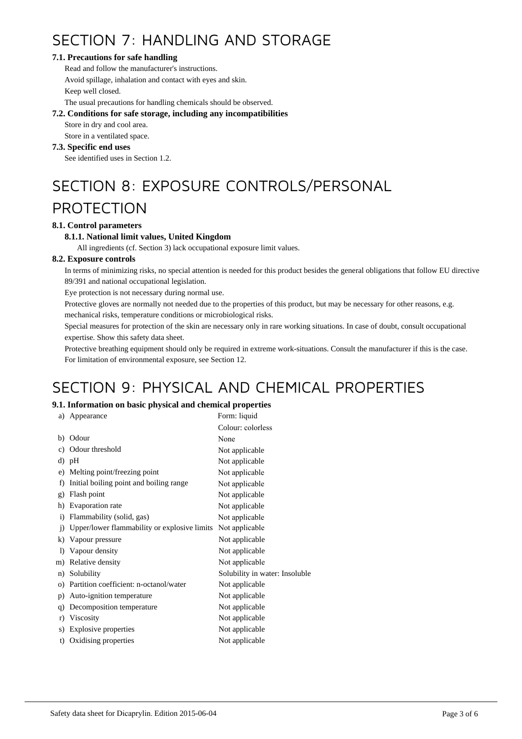# SECTION 7: HANDLING AND STORAGE

### 7.1. Precautions for safe handling

Read and follow the manufacturer's instructions.

Avoid spillage, inhalation and contact with eyes and skin.

Keep well closed.

The usual precautions for handling chemicals should be observed.

### 7.2. Conditions for safe storage, including any incompatibilities

Store in dry and cool area.

Store in a ventilated space.

### 7.3. Specific end uses

See identified uses in Section 1.2.

# SECTION 8: EXPOSURE CONTROLS/PERSONAL PROTECTION

### 8.1. Control parameters

#### 8.1.1. National limit values, United Kingdom

All ingredients (cf. Section 3) lack occupational exposure limit values.

### 8.2. Exposure controls

In terms of minimizing risks, no special attention is needed for this product besides the general obligations that follow EU directive 89/391 and national occupational legislation.

Eye protection is not necessary during normal use.

Protective gloves are normally not needed due to the properties of this product, but may be necessary for other reasons, e.g. mechanical risks, temperature conditions or microbiological risks.

Special measures for protection of the skin are necessary only in rare working situations. In case of doubt, consult occupational expertise. Show this safety data sheet.

Protective breathing equipment should only be required in extreme work-situations. Consult the manufacturer if this is the case.

For limitation of environmental exposure, see Section 12.

# SECTION 9: PHYSICAL AND CHEMICAL PROPERTIES

### 9.1. Information on basic physical and chemical properties

| Property | Value |
|---|---|
| a) Appearance | Form: liquid<br>Colour: colorless |
| b) Odour | None |
| c) Odour threshold | Not applicable |
| d) pH | Not applicable |
| e) Melting point/freezing point | Not applicable |
| f) Initial boiling point and boiling range | Not applicable |
| g) Flash point | Not applicable |
| h) Evaporation rate | Not applicable |
| i) Flammability (solid, gas) | Not applicable |
| j) Upper/lower flammability or explosive limits | Not applicable |
| k) Vapour pressure | Not applicable |
| l) Vapour density | Not applicable |
| m) Relative density | Not applicable |
| n) Solubility | Solubility in water: Insoluble |
| o) Partition coefficient: n-octanol/water | Not applicable |
| p) Auto-ignition temperature | Not applicable |
| q) Decomposition temperature | Not applicable |
| r) Viscosity | Not applicable |
| s) Explosive properties | Not applicable |
| t) Oxidising properties | Not applicable |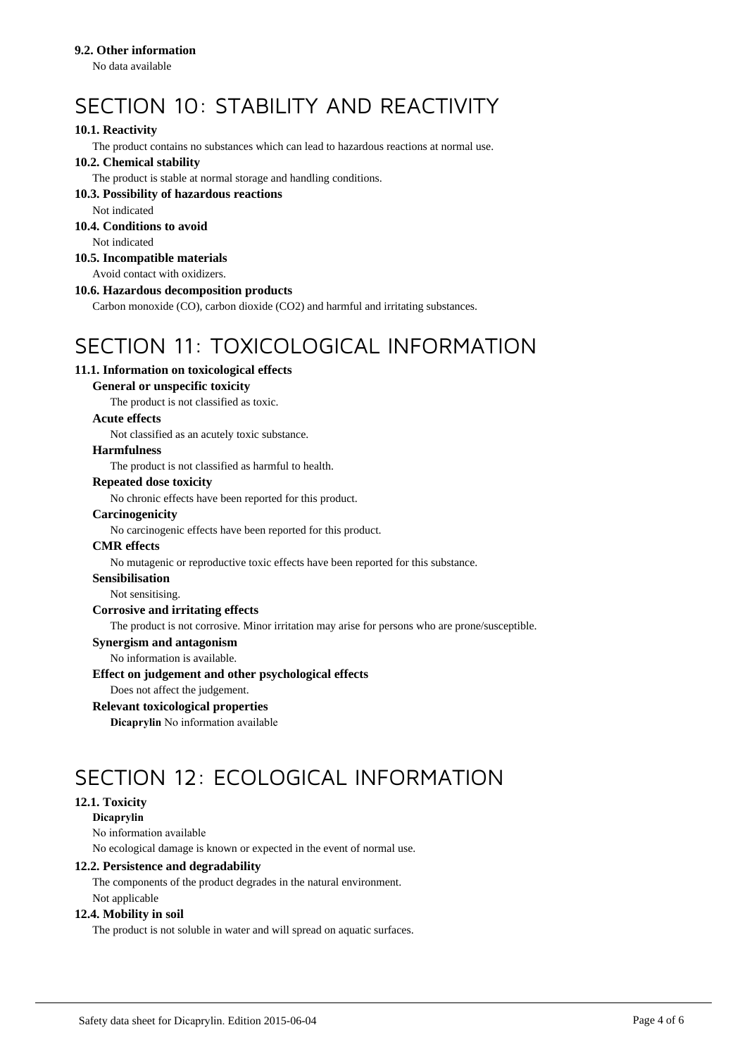### 9.2. Other information

No data available

# SECTION 10: STABILITY AND REACTIVITY

### 10.1. Reactivity

The product contains no substances which can lead to hazardous reactions at normal use.

### 10.2. Chemical stability

The product is stable at normal storage and handling conditions.

### 10.3. Possibility of hazardous reactions

Not indicated

### 10.4. Conditions to avoid

Not indicated

### 10.5. Incompatible materials

Avoid contact with oxidizers.

### 10.6. Hazardous decomposition products

Carbon monoxide (CO), carbon dioxide ($CO_2$) and harmful and irritating substances.

# SECTION 11: TOXICOLOGICAL INFORMATION

### 11.1. Information on toxicological effects

**General or unspecific toxicity**

The product is not classified as toxic.

**Acute effects**

Not classified as an acutely toxic substance.

**Harmfulness**

The product is not classified as harmful to health.

**Repeated dose toxicity**

No chronic effects have been reported for this product.

**Carcinogenicity**

No carcinogenic effects have been reported for this product.

**CMR effects**

No mutagenic or reproductive toxic effects have been reported for this substance.

**Sensibilisation**

Not sensitising.

**Corrosive and irritating effects**

The product is not corrosive. Minor irritation may arise for persons who are prone/susceptible.

**Synergism and antagonism**

No information is available.

**Effect on judgement and other psychological effects**

Does not affect the judgement.

**Relevant toxicological properties**

**Dicaprylin** No information available

# SECTION 12: ECOLOGICAL INFORMATION

### 12.1. Toxicity

**Dicaprylin**

No information available

No ecological damage is known or expected in the event of normal use.

### 12.2. Persistence and degradability

The components of the product degrades in the natural environment.

Not applicable

### 12.4. Mobility in soil

The product is not soluble in water and will spread on aquatic surfaces.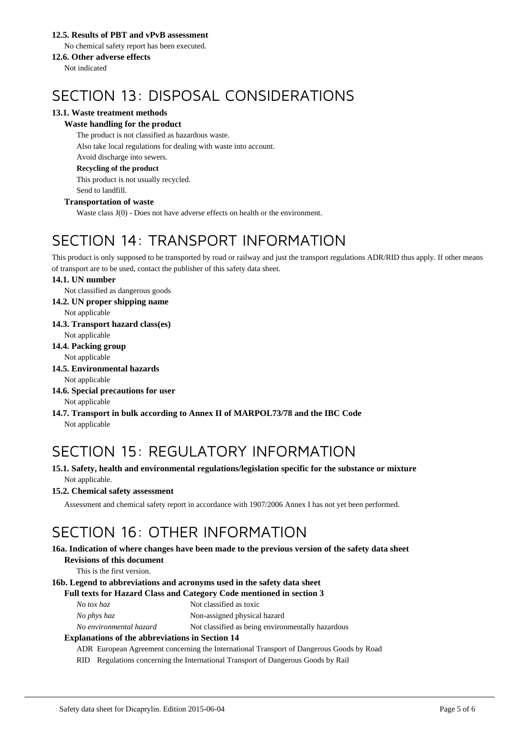### 12.5. Results of PBT and vPvB assessment

No chemical safety report has been executed.

### 12.6. Other adverse effects

Not indicated

# SECTION 13: DISPOSAL CONSIDERATIONS

### 13.1. Waste treatment methods

**Waste handling for the product**

The product is not classified as hazardous waste.

Also take local regulations for dealing with waste into account.

Avoid discharge into sewers.

**Recycling of the product**

This product is not usually recycled.

Send to landfill.

**Transportation of waste**

Waste class J(0) - Does not have adverse effects on health or the environment.

# SECTION 14: TRANSPORT INFORMATION

This product is only supposed to be transported by road or railway and just the transport regulations ADR/RID thus apply. If other means of transport are to be used, contact the publisher of this safety data sheet.

### 14.1. UN number

Not classified as dangerous goods

### 14.2. UN proper shipping name

Not applicable

### 14.3. Transport hazard class(es)

Not applicable

### 14.4. Packing group

Not applicable

### 14.5. Environmental hazards

Not applicable

### 14.6. Special precautions for user

Not applicable

### 14.7. Transport in bulk according to Annex II of MARPOL73/78 and the IBC Code

Not applicable

# SECTION 15: REGULATORY INFORMATION

### 15.1. Safety, health and environmental regulations/legislation specific for the substance or mixture

Not applicable.

### 15.2. Chemical safety assessment

Assessment and chemical safety report in accordance with 1907/2006 Annex I has not yet been performed.

# SECTION 16: OTHER INFORMATION

### 16a. Indication of where changes have been made to the previous version of the safety data sheet

**Revisions of this document**

This is the first version.

### 16b. Legend to abbreviations and acronyms used in the safety data sheet

**Full texts for Hazard Class and Category Code mentioned in section 3**

| | |
|---|---|
| *No tox haz* | Not classified as toxic |
| *No phys haz* | Non-assigned physical hazard |
| *No environmental hazard* | Not classified as being environmentally hazardous |

**Explanations of the abbreviations in Section 14**

| | |
|---|---|
| ADR | European Agreement concerning the International Transport of Dangerous Goods by Road |
| RID | Regulations concerning the International Transport of Dangerous Goods by Rail |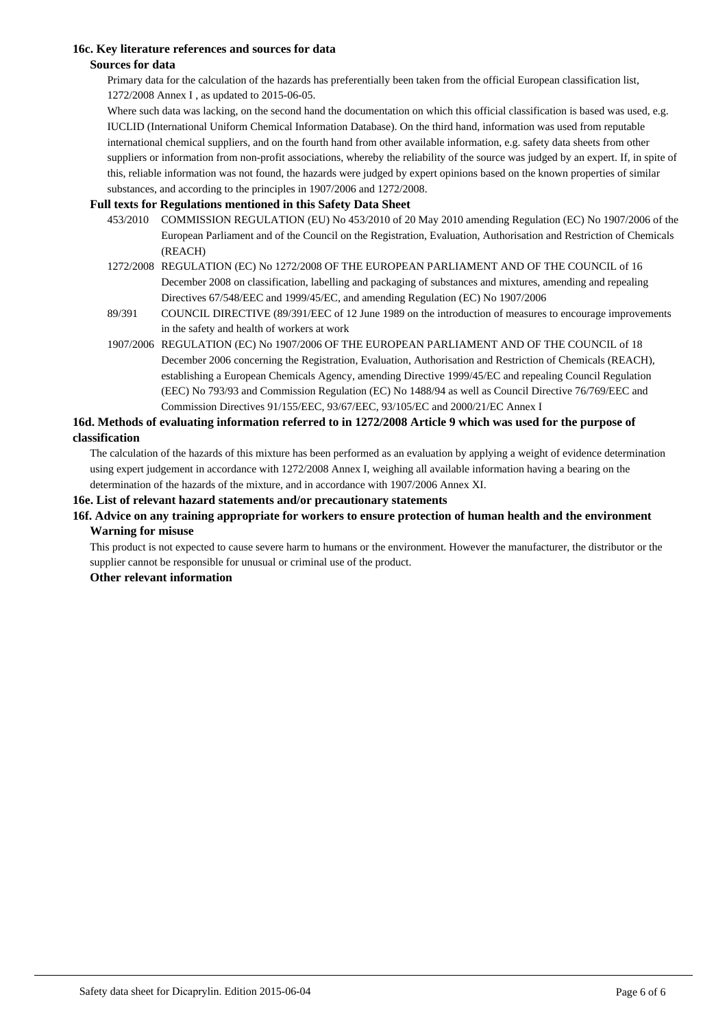### 16c. Key literature references and sources for data

**Sources for data**

Primary data for the calculation of the hazards has preferentially been taken from the official European classification list, 1272/2008 Annex I , as updated to 2015-06-05.

Where such data was lacking, on the second hand the documentation on which this official classification is based was used, e.g. IUCLID (International Uniform Chemical Information Database). On the third hand, information was used from reputable international chemical suppliers, and on the fourth hand from other available information, e.g. safety data sheets from other suppliers or information from non-profit associations, whereby the reliability of the source was judged by an expert. If, in spite of this, reliable information was not found, the hazards were judged by expert opinions based on the known properties of similar substances, and according to the principles in 1907/2006 and 1272/2008.

**Full texts for Regulations mentioned in this Safety Data Sheet**

| | |
|---|---|
| 453/2010 | COMMISSION REGULATION (EU) No 453/2010 of 20 May 2010 amending Regulation (EC) No 1907/2006 of the European Parliament and of the Council on the Registration, Evaluation, Authorisation and Restriction of Chemicals (REACH) |
| 1272/2008 | REGULATION (EC) No 1272/2008 OF THE EUROPEAN PARLIAMENT AND OF THE COUNCIL of 16 December 2008 on classification, labelling and packaging of substances and mixtures, amending and repealing Directives 67/548/EEC and 1999/45/EC, and amending Regulation (EC) No 1907/2006 |
| 89/391 | COUNCIL DIRECTIVE (89/391/EEC of 12 June 1989 on the introduction of measures to encourage improvements in the safety and health of workers at work |
| 1907/2006 | REGULATION (EC) No 1907/2006 OF THE EUROPEAN PARLIAMENT AND OF THE COUNCIL of 18 December 2006 concerning the Registration, Evaluation, Authorisation and Restriction of Chemicals (REACH), establishing a European Chemicals Agency, amending Directive 1999/45/EC and repealing Council Regulation (EEC) No 793/93 and Commission Regulation (EC) No 1488/94 as well as Council Directive 76/769/EEC and Commission Directives 91/155/EEC, 93/67/EEC, 93/105/EC and 2000/21/EC Annex I |

### 16d. Methods of evaluating information referred to in 1272/2008 Article 9 which was used for the purpose of classification

The calculation of the hazards of this mixture has been performed as an evaluation by applying a weight of evidence determination using expert judgement in accordance with 1272/2008 Annex I, weighing all available information having a bearing on the determination of the hazards of the mixture, and in accordance with 1907/2006 Annex XI.

### 16e. List of relevant hazard statements and/or precautionary statements

### 16f. Advice on any training appropriate for workers to ensure protection of human health and the environment

**Warning for misuse**

This product is not expected to cause severe harm to humans or the environment. However the manufacturer, the distributor or the supplier cannot be responsible for unusual or criminal use of the product.

**Other relevant information**